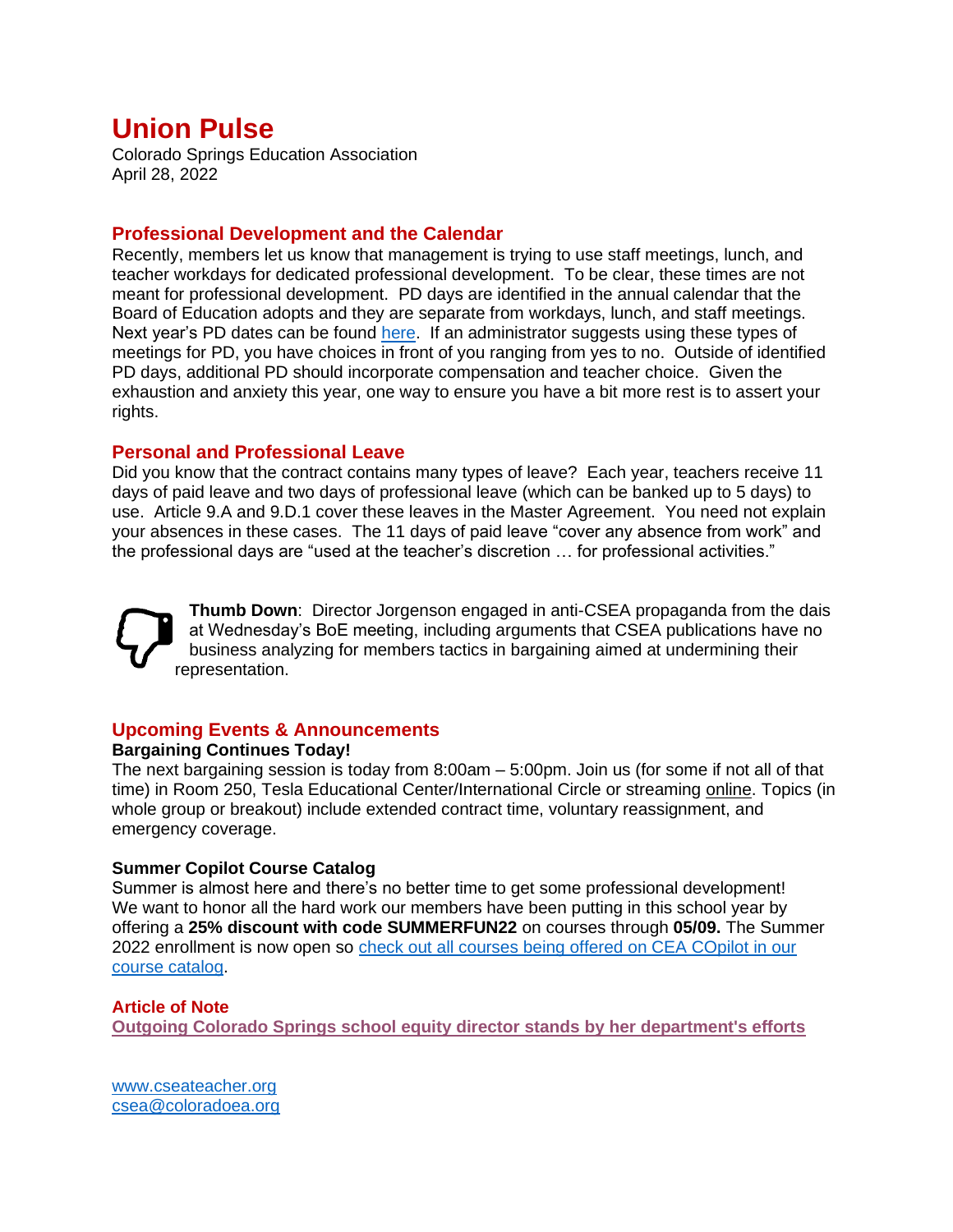# Union Pulse

Colorado Springs Education Association
April 28, 2022

## Professional Development and the Calendar

Recently, members let us know that management is trying to use staff meetings, lunch, and teacher workdays for dedicated professional development. To be clear, these times are not meant for professional development. PD days are identified in the annual calendar that the Board of Education adopts and they are separate from workdays, lunch, and staff meetings. Next year's PD dates can be found here. If an administrator suggests using these types of meetings for PD, you have choices in front of you ranging from yes to no. Outside of identified PD days, additional PD should incorporate compensation and teacher choice. Given the exhaustion and anxiety this year, one way to ensure you have a bit more rest is to assert your rights.

## Personal and Professional Leave

Did you know that the contract contains many types of leave? Each year, teachers receive 11 days of paid leave and two days of professional leave (which can be banked up to 5 days) to use. Article 9.A and 9.D.1 cover these leaves in the Master Agreement. You need not explain your absences in these cases. The 11 days of paid leave "cover any absence from work" and the professional days are "used at the teacher's discretion … for professional activities."

**Thumb Down**: Director Jorgenson engaged in anti-CSEA propaganda from the dais at Wednesday's BoE meeting, including arguments that CSEA publications have no business analyzing for members tactics in bargaining aimed at undermining their representation.

## Upcoming Events & Announcements

**Bargaining Continues Today!**

The next bargaining session is today from 8:00am – 5:00pm. Join us (for some if not all of that time) in Room 250, Tesla Educational Center/International Circle or streaming online. Topics (in whole group or breakout) include extended contract time, voluntary reassignment, and emergency coverage.

**Summer Copilot Course Catalog**

Summer is almost here and there's no better time to get some professional development! We want to honor all the hard work our members have been putting in this school year by offering a **25% discount with code SUMMERFUN22** on courses through **05/09.** The Summer 2022 enrollment is now open so check out all courses being offered on CEA COpilot in our course catalog.

**Article of Note**

**Outgoing Colorado Springs school equity director stands by her department's efforts**

www.cseateacher.org
csea@coloradoea.org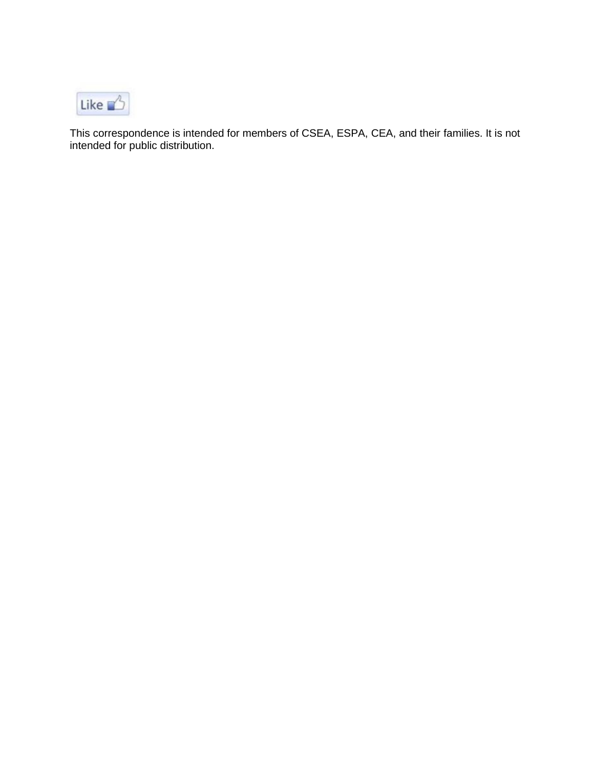This correspondence is intended for members of CSEA, ESPA, CEA, and their families. It is not intended for public distribution.